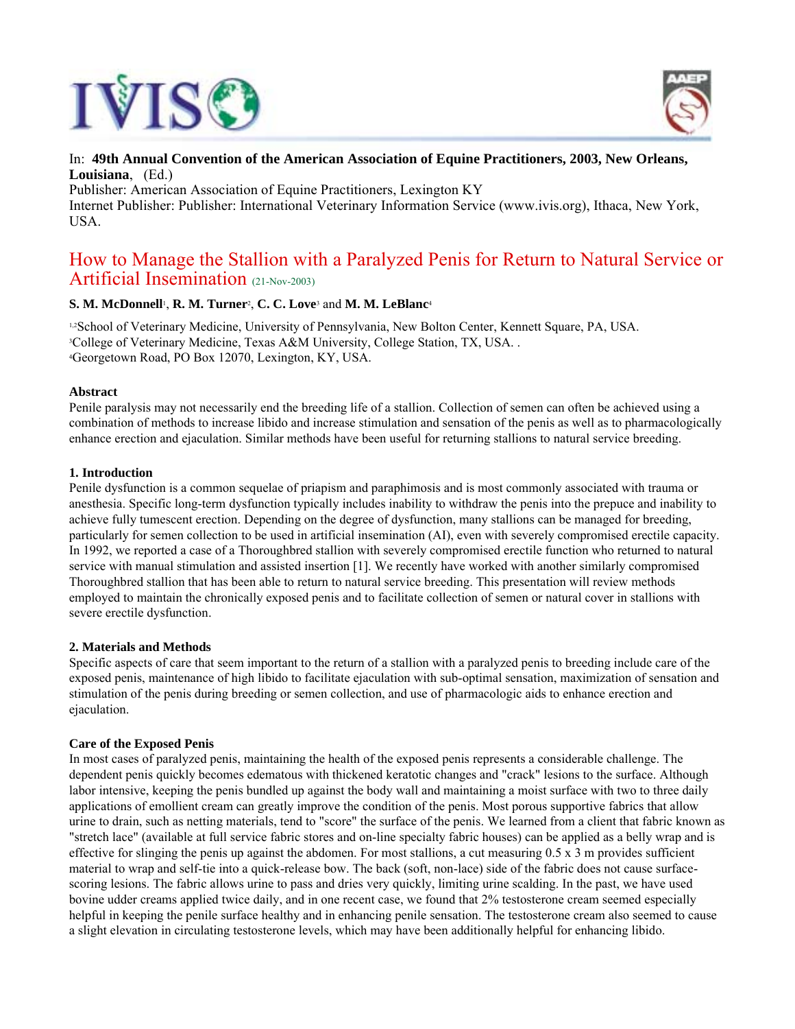In: **49th Annual Convention of the American Association of Equine Practitioners, 2003, New Orleans, Louisiana**, (Ed.)
Publisher: American Association of Equine Practitioners, Lexington KY
Internet Publisher: Publisher: International Veterinary Information Service (www.ivis.org), Ithaca, New York, USA.

# How to Manage the Stallion with a Paralyzed Penis for Return to Natural Service or Artificial Insemination (21-Nov-2003)

**S. M. McDonnell**[1], **R. M. Turner**[2], **C. C. Love**[3] and **M. M. LeBlanc**[4]

[1,2]School of Veterinary Medicine, University of Pennsylvania, New Bolton Center, Kennett Square, PA, USA.
[3]College of Veterinary Medicine, Texas A&M University, College Station, TX, USA. .
[4]Georgetown Road, PO Box 12070, Lexington, KY, USA.

### Abstract

Penile paralysis may not necessarily end the breeding life of a stallion. Collection of semen can often be achieved using a combination of methods to increase libido and increase stimulation and sensation of the penis as well as to pharmacologically enhance erection and ejaculation. Similar methods have been useful for returning stallions to natural service breeding.

### 1. Introduction

Penile dysfunction is a common sequelae of priapism and paraphimosis and is most commonly associated with trauma or anesthesia. Specific long-term dysfunction typically includes inability to withdraw the penis into the prepuce and inability to achieve fully tumescent erection. Depending on the degree of dysfunction, many stallions can be managed for breeding, particularly for semen collection to be used in artificial insemination (AI), even with severely compromised erectile capacity. In 1992, we reported a case of a Thoroughbred stallion with severely compromised erectile function who returned to natural service with manual stimulation and assisted insertion [1]. We recently have worked with another similarly compromised Thoroughbred stallion that has been able to return to natural service breeding. This presentation will review methods employed to maintain the chronically exposed penis and to facilitate collection of semen or natural cover in stallions with severe erectile dysfunction.

### 2. Materials and Methods

Specific aspects of care that seem important to the return of a stallion with a paralyzed penis to breeding include care of the exposed penis, maintenance of high libido to facilitate ejaculation with sub-optimal sensation, maximization of sensation and stimulation of the penis during breeding or semen collection, and use of pharmacologic aids to enhance erection and ejaculation.

### Care of the Exposed Penis

In most cases of paralyzed penis, maintaining the health of the exposed penis represents a considerable challenge. The dependent penis quickly becomes edematous with thickened keratotic changes and "crack" lesions to the surface. Although labor intensive, keeping the penis bundled up against the body wall and maintaining a moist surface with two to three daily applications of emollient cream can greatly improve the condition of the penis. Most porous supportive fabrics that allow urine to drain, such as netting materials, tend to "score" the surface of the penis. We learned from a client that fabric known as "stretch lace" (available at full service fabric stores and on-line specialty fabric houses) can be applied as a belly wrap and is effective for slinging the penis up against the abdomen. For most stallions, a cut measuring 0.5 x 3 m provides sufficient material to wrap and self-tie into a quick-release bow. The back (soft, non-lace) side of the fabric does not cause surface-scoring lesions. The fabric allows urine to pass and dries very quickly, limiting urine scalding. In the past, we have used bovine udder creams applied twice daily, and in one recent case, we found that 2% testosterone cream seemed especially helpful in keeping the penile surface healthy and in enhancing penile sensation. The testosterone cream also seemed to cause a slight elevation in circulating testosterone levels, which may have been additionally helpful for enhancing libido.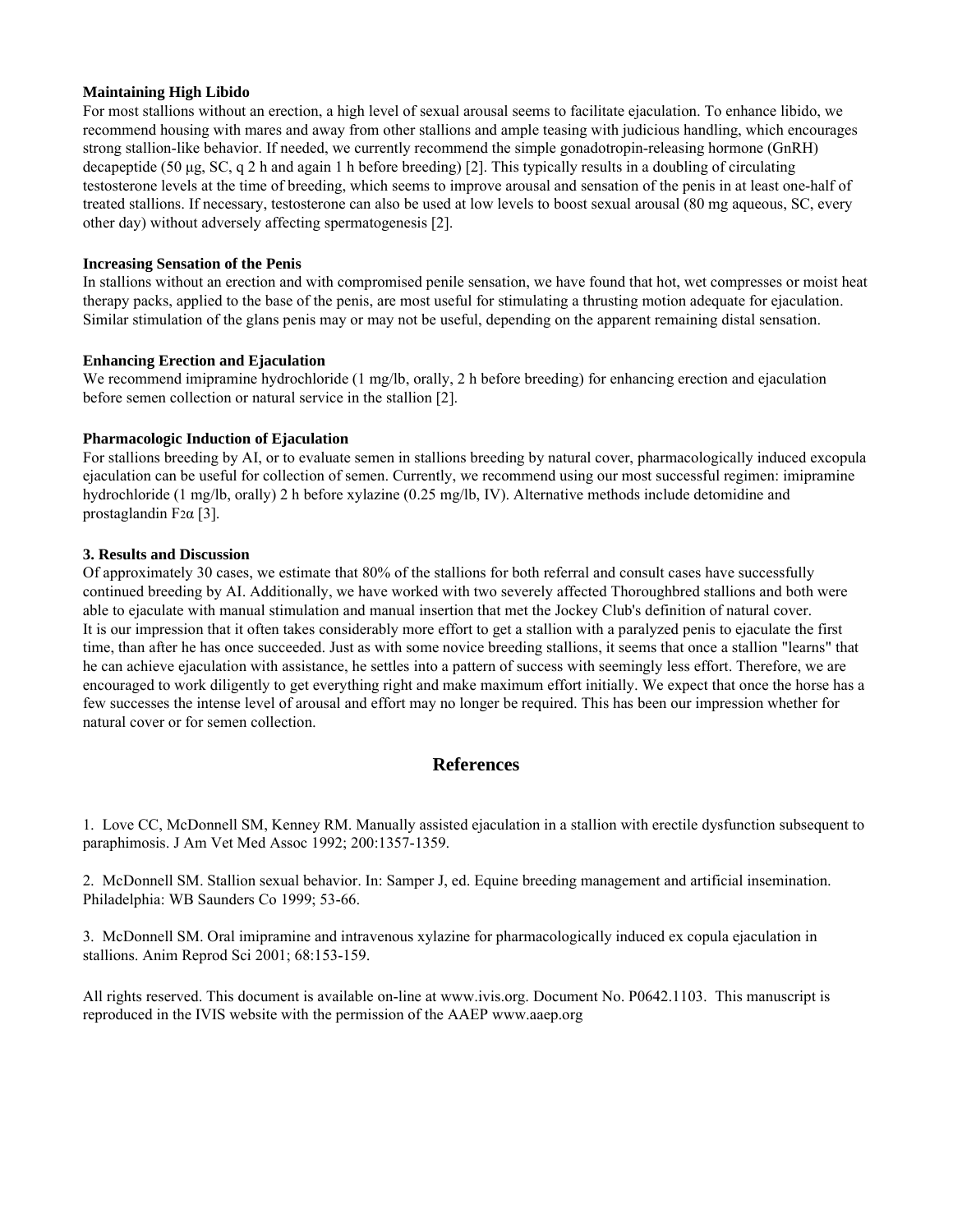**Maintaining High Libido**

For most stallions without an erection, a high level of sexual arousal seems to facilitate ejaculation. To enhance libido, we recommend housing with mares and away from other stallions and ample teasing with judicious handling, which encourages strong stallion-like behavior. If needed, we currently recommend the simple gonadotropin-releasing hormone (GnRH) decapeptide (50 μg, SC, q 2 h and again 1 h before breeding) [2]. This typically results in a doubling of circulating testosterone levels at the time of breeding, which seems to improve arousal and sensation of the penis in at least one-half of treated stallions. If necessary, testosterone can also be used at low levels to boost sexual arousal (80 mg aqueous, SC, every other day) without adversely affecting spermatogenesis [2].

**Increasing Sensation of the Penis**

In stallions without an erection and with compromised penile sensation, we have found that hot, wet compresses or moist heat therapy packs, applied to the base of the penis, are most useful for stimulating a thrusting motion adequate for ejaculation. Similar stimulation of the glans penis may or may not be useful, depending on the apparent remaining distal sensation.

**Enhancing Erection and Ejaculation**

We recommend imipramine hydrochloride (1 mg/lb, orally, 2 h before breeding) for enhancing erection and ejaculation before semen collection or natural service in the stallion [2].

**Pharmacologic Induction of Ejaculation**

For stallions breeding by AI, or to evaluate semen in stallions breeding by natural cover, pharmacologically induced excopula ejaculation can be useful for collection of semen. Currently, we recommend using our most successful regimen: imipramine hydrochloride (1 mg/lb, orally) 2 h before xylazine (0.25 mg/lb, IV). Alternative methods include detomidine and prostaglandin $F_{2}\alpha$ [3].

**3. Results and Discussion**

Of approximately 30 cases, we estimate that 80% of the stallions for both referral and consult cases have successfully continued breeding by AI. Additionally, we have worked with two severely affected Thoroughbred stallions and both were able to ejaculate with manual stimulation and manual insertion that met the Jockey Club's definition of natural cover.
It is our impression that it often takes considerably more effort to get a stallion with a paralyzed penis to ejaculate the first time, than after he has once succeeded. Just as with some novice breeding stallions, it seems that once a stallion "learns" that he can achieve ejaculation with assistance, he settles into a pattern of success with seemingly less effort. Therefore, we are encouraged to work diligently to get everything right and make maximum effort initially. We expect that once the horse has a few successes the intense level of arousal and effort may no longer be required. This has been our impression whether for natural cover or for semen collection.

## References

1. Love CC, McDonnell SM, Kenney RM. Manually assisted ejaculation in a stallion with erectile dysfunction subsequent to paraphimosis. J Am Vet Med Assoc 1992; 200:1357-1359.

2. McDonnell SM. Stallion sexual behavior. In: Samper J, ed. Equine breeding management and artificial insemination. Philadelphia: WB Saunders Co 1999; 53-66.

3. McDonnell SM. Oral imipramine and intravenous xylazine for pharmacologically induced ex copula ejaculation in stallions. Anim Reprod Sci 2001; 68:153-159.

All rights reserved. This document is available on-line at www.ivis.org. Document No. P0642.1103. This manuscript is reproduced in the IVIS website with the permission of the AAEP www.aaep.org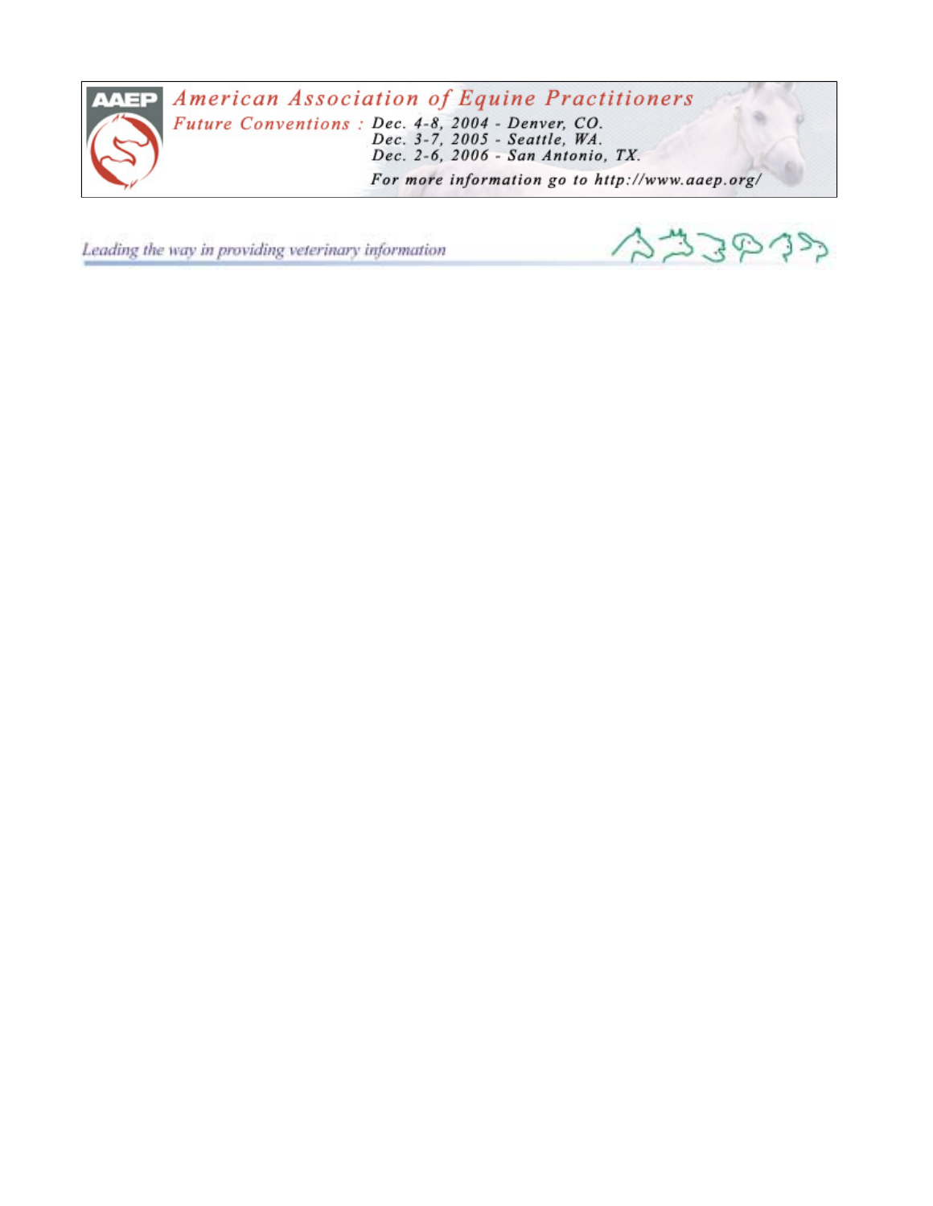American Association of Equine Practitioners

Future Conventions : Dec. 4-8, 2004 - Denver, CO.
Dec. 3-7, 2005 - Seattle, WA.
Dec. 2-6, 2006 - San Antonio, TX.

For more information go to http://www.aaep.org/

Leading the way in providing veterinary information